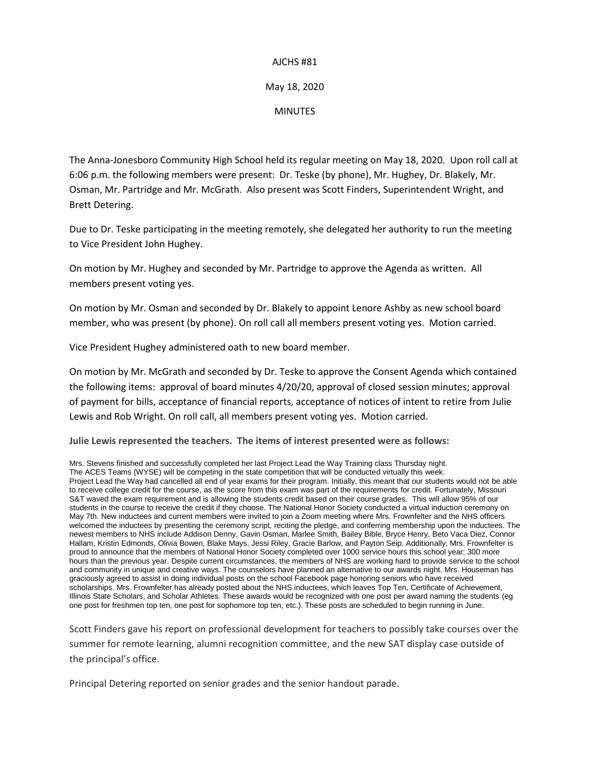AJCHS #81

May 18, 2020

MINUTES

The Anna-Jonesboro Community High School held its regular meeting on May 18, 2020. Upon roll call at 6:06 p.m. the following members were present: Dr. Teske (by phone), Mr. Hughey, Dr. Blakely, Mr. Osman, Mr. Partridge and Mr. McGrath. Also present was Scott Finders, Superintendent Wright, and Brett Detering.

Due to Dr. Teske participating in the meeting remotely, she delegated her authority to run the meeting to Vice President John Hughey.

On motion by Mr. Hughey and seconded by Mr. Partridge to approve the Agenda as written. All members present voting yes.

On motion by Mr. Osman and seconded by Dr. Blakely to appoint Lenore Ashby as new school board member, who was present (by phone). On roll call all members present voting yes. Motion carried.

Vice President Hughey administered oath to new board member.

On motion by Mr. McGrath and seconded by Dr. Teske to approve the Consent Agenda which contained the following items: approval of board minutes 4/20/20, approval of closed session minutes; approval of payment for bills, acceptance of financial reports, acceptance of notices of intent to retire from Julie Lewis and Rob Wright. On roll call, all members present voting yes. Motion carried.

**Julie Lewis represented the teachers. The items of interest presented were as follows:**

Mrs. Stevens finished and successfully completed her last Project Lead the Way Training class Thursday night.
The ACES Teams (WYSE) will be competing in the state competition that will be conducted virtually this week.
Project Lead the Way had cancelled all end of year exams for their program. Initially, this meant that our students would not be able to receive college credit for the course, as the score from this exam was part of the requirements for credit. Fortunately, Missouri S&T waved the exam requirement and is allowing the students credit based on their course grades. This will allow 95% of our students in the course to receive the credit if they choose. The National Honor Society conducted a virtual induction ceremony on May 7th. New inductees and current members were invited to join a Zoom meeting where Mrs. Frownfelter and the NHS officers welcomed the inductees by presenting the ceremony script, reciting the pledge, and conferring membership upon the inductees. The newest members to NHS include Addison Denny, Gavin Osman, Marlee Smith, Bailey Bible, Bryce Henry, Beto Vaca Diez, Connor Hallam, Kristin Edmonds, Olivia Bowen, Blake Mays, Jessi Riley, Gracie Barlow, and Payton Seip. Additionally, Mrs. Frownfelter is proud to announce that the members of National Honor Society completed over 1000 service hours this school year; 300 more hours than the previous year. Despite current circumstances, the members of NHS are working hard to provide service to the school and community in unique and creative ways. The counselors have planned an alternative to our awards night. Mrs. Houseman has graciously agreed to assist in doing individual posts on the school Facebook page honoring seniors who have received scholarships. Mrs. Frownfelter has already posted about the NHS inductees, which leaves Top Ten, Certificate of Achievement, Illinois State Scholars, and Scholar Athletes. These awards would be recognized with one post per award naming the students (eg one post for freshmen top ten, one post for sophomore top ten, etc.). These posts are scheduled to begin running in June.

Scott Finders gave his report on professional development for teachers to possibly take courses over the summer for remote learning, alumni recognition committee, and the new SAT display case outside of the principal's office.

Principal Detering reported on senior grades and the senior handout parade.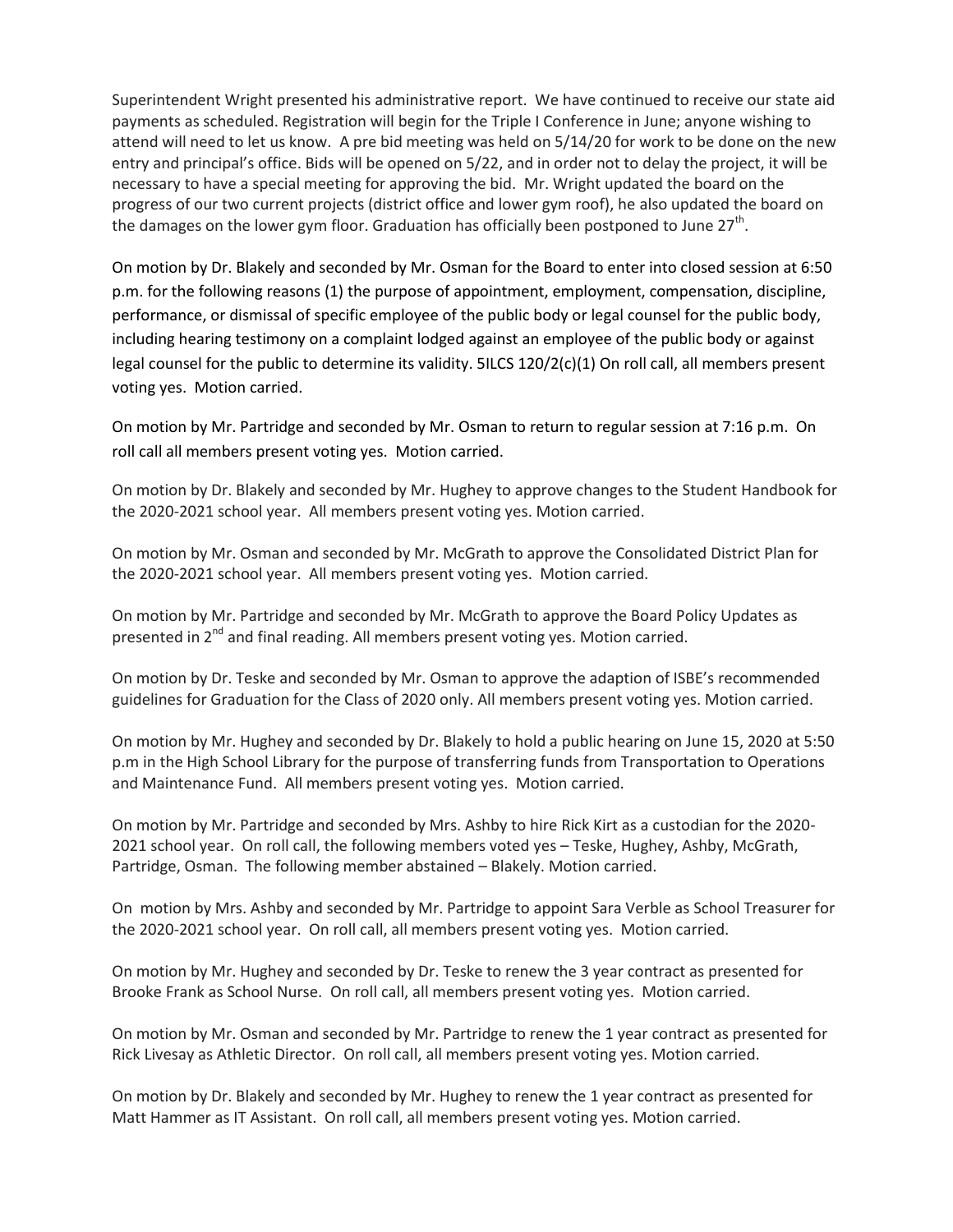Superintendent Wright presented his administrative report. We have continued to receive our state aid payments as scheduled. Registration will begin for the Triple I Conference in June; anyone wishing to attend will need to let us know. A pre bid meeting was held on 5/14/20 for work to be done on the new entry and principal's office. Bids will be opened on 5/22, and in order not to delay the project, it will be necessary to have a special meeting for approving the bid. Mr. Wright updated the board on the progress of our two current projects (district office and lower gym roof), he also updated the board on the damages on the lower gym floor. Graduation has officially been postponed to June 27th.

On motion by Dr. Blakely and seconded by Mr. Osman for the Board to enter into closed session at 6:50 p.m. for the following reasons (1) the purpose of appointment, employment, compensation, discipline, performance, or dismissal of specific employee of the public body or legal counsel for the public body, including hearing testimony on a complaint lodged against an employee of the public body or against legal counsel for the public to determine its validity. 5ILCS 120/2(c)(1) On roll call, all members present voting yes. Motion carried.

On motion by Mr. Partridge and seconded by Mr. Osman to return to regular session at 7:16 p.m. On roll call all members present voting yes. Motion carried.

On motion by Dr. Blakely and seconded by Mr. Hughey to approve changes to the Student Handbook for the 2020-2021 school year. All members present voting yes. Motion carried.

On motion by Mr. Osman and seconded by Mr. McGrath to approve the Consolidated District Plan for the 2020-2021 school year. All members present voting yes. Motion carried.

On motion by Mr. Partridge and seconded by Mr. McGrath to approve the Board Policy Updates as presented in 2nd and final reading. All members present voting yes. Motion carried.

On motion by Dr. Teske and seconded by Mr. Osman to approve the adaption of ISBE's recommended guidelines for Graduation for the Class of 2020 only. All members present voting yes. Motion carried.

On motion by Mr. Hughey and seconded by Dr. Blakely to hold a public hearing on June 15, 2020 at 5:50 p.m in the High School Library for the purpose of transferring funds from Transportation to Operations and Maintenance Fund. All members present voting yes. Motion carried.

On motion by Mr. Partridge and seconded by Mrs. Ashby to hire Rick Kirt as a custodian for the 2020-2021 school year. On roll call, the following members voted yes – Teske, Hughey, Ashby, McGrath, Partridge, Osman. The following member abstained – Blakely. Motion carried.

On motion by Mrs. Ashby and seconded by Mr. Partridge to appoint Sara Verble as School Treasurer for the 2020-2021 school year. On roll call, all members present voting yes. Motion carried.

On motion by Mr. Hughey and seconded by Dr. Teske to renew the 3 year contract as presented for Brooke Frank as School Nurse. On roll call, all members present voting yes. Motion carried.

On motion by Mr. Osman and seconded by Mr. Partridge to renew the 1 year contract as presented for Rick Livesay as Athletic Director. On roll call, all members present voting yes. Motion carried.

On motion by Dr. Blakely and seconded by Mr. Hughey to renew the 1 year contract as presented for Matt Hammer as IT Assistant. On roll call, all members present voting yes. Motion carried.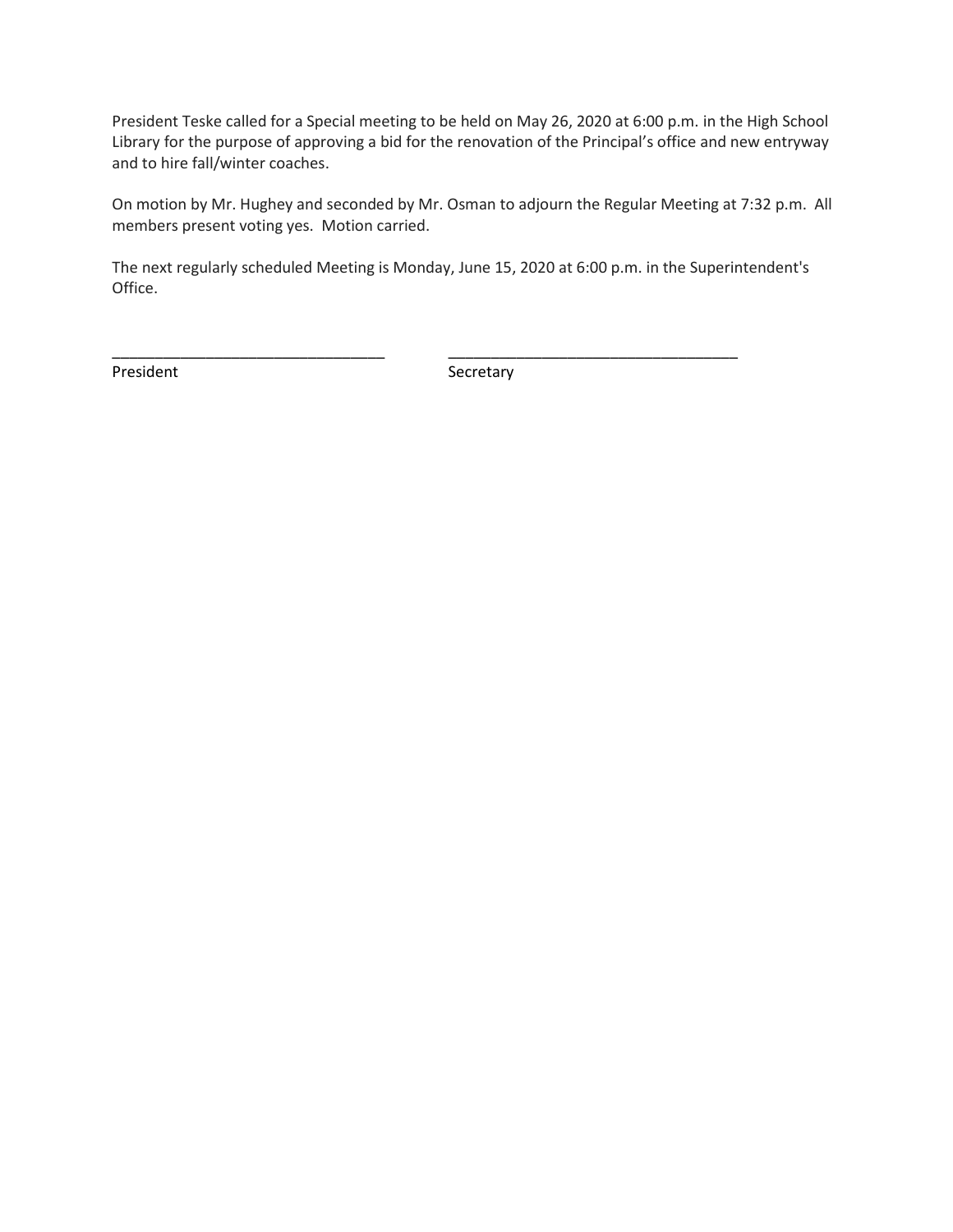President Teske called for a Special meeting to be held on May 26, 2020 at 6:00 p.m. in the High School Library for the purpose of approving a bid for the renovation of the Principal's office and new entryway and to hire fall/winter coaches.

On motion by Mr. Hughey and seconded by Mr. Osman to adjourn the Regular Meeting at 7:32 p.m. All members present voting yes. Motion carried.

The next regularly scheduled Meeting is Monday, June 15, 2020 at 6:00 p.m. in the Superintendent's Office.

_______________________________ _________________________________

President Secretary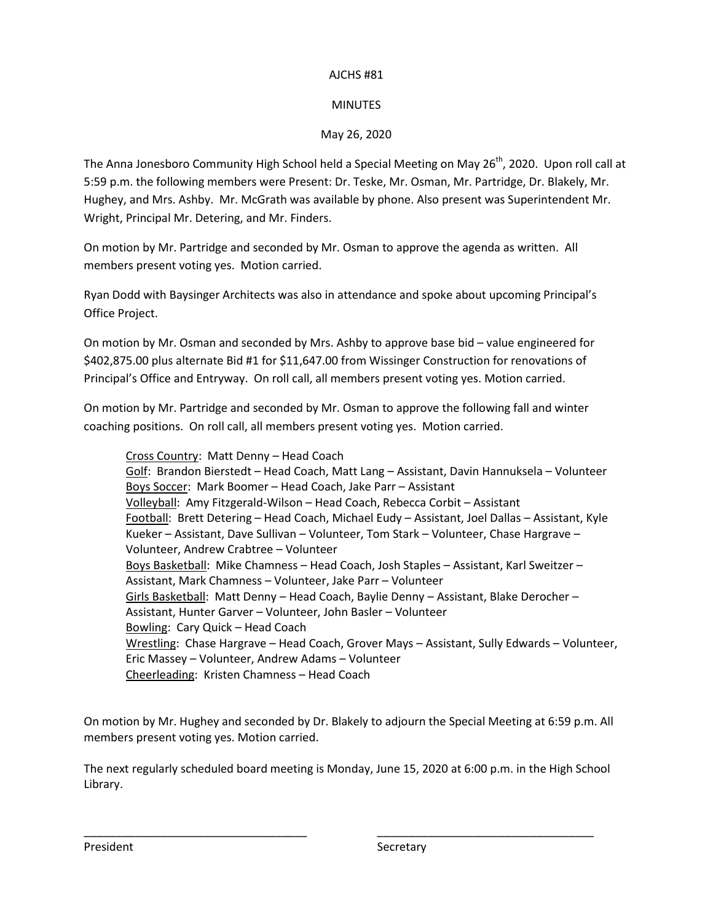AJCHS #81

MINUTES

May 26, 2020

The Anna Jonesboro Community High School held a Special Meeting on May 26th, 2020. Upon roll call at 5:59 p.m. the following members were Present: Dr. Teske, Mr. Osman, Mr. Partridge, Dr. Blakely, Mr. Hughey, and Mrs. Ashby. Mr. McGrath was available by phone. Also present was Superintendent Mr. Wright, Principal Mr. Detering, and Mr. Finders.

On motion by Mr. Partridge and seconded by Mr. Osman to approve the agenda as written. All members present voting yes. Motion carried.

Ryan Dodd with Baysinger Architects was also in attendance and spoke about upcoming Principal's Office Project.

On motion by Mr. Osman and seconded by Mrs. Ashby to approve base bid – value engineered for $402,875.00 plus alternate Bid #1 for $11,647.00 from Wissinger Construction for renovations of Principal's Office and Entryway. On roll call, all members present voting yes. Motion carried.

On motion by Mr. Partridge and seconded by Mr. Osman to approve the following fall and winter coaching positions. On roll call, all members present voting yes. Motion carried.

> Cross Country: Matt Denny – Head Coach
> Golf: Brandon Bierstedt – Head Coach, Matt Lang – Assistant, Davin Hannuksela – Volunteer
> Boys Soccer: Mark Boomer – Head Coach, Jake Parr – Assistant
> Volleyball: Amy Fitzgerald-Wilson – Head Coach, Rebecca Corbit – Assistant
> Football: Brett Detering – Head Coach, Michael Eudy – Assistant, Joel Dallas – Assistant, Kyle Kueker – Assistant, Dave Sullivan – Volunteer, Tom Stark – Volunteer, Chase Hargrave – Volunteer, Andrew Crabtree – Volunteer
> Boys Basketball: Mike Chamness – Head Coach, Josh Staples – Assistant, Karl Sweitzer – Assistant, Mark Chamness – Volunteer, Jake Parr – Volunteer
> Girls Basketball: Matt Denny – Head Coach, Baylie Denny – Assistant, Blake Derocher – Assistant, Hunter Garver – Volunteer, John Basler – Volunteer
> Bowling: Cary Quick – Head Coach
> Wrestling: Chase Hargrave – Head Coach, Grover Mays – Assistant, Sully Edwards – Volunteer, Eric Massey – Volunteer, Andrew Adams – Volunteer
> Cheerleading: Kristen Chamness – Head Coach

On motion by Mr. Hughey and seconded by Dr. Blakely to adjourn the Special Meeting at 6:59 p.m. All members present voting yes. Motion carried.

The next regularly scheduled board meeting is Monday, June 15, 2020 at 6:00 p.m. in the High School Library.

___________________________________ ___________________________________

President Secretary